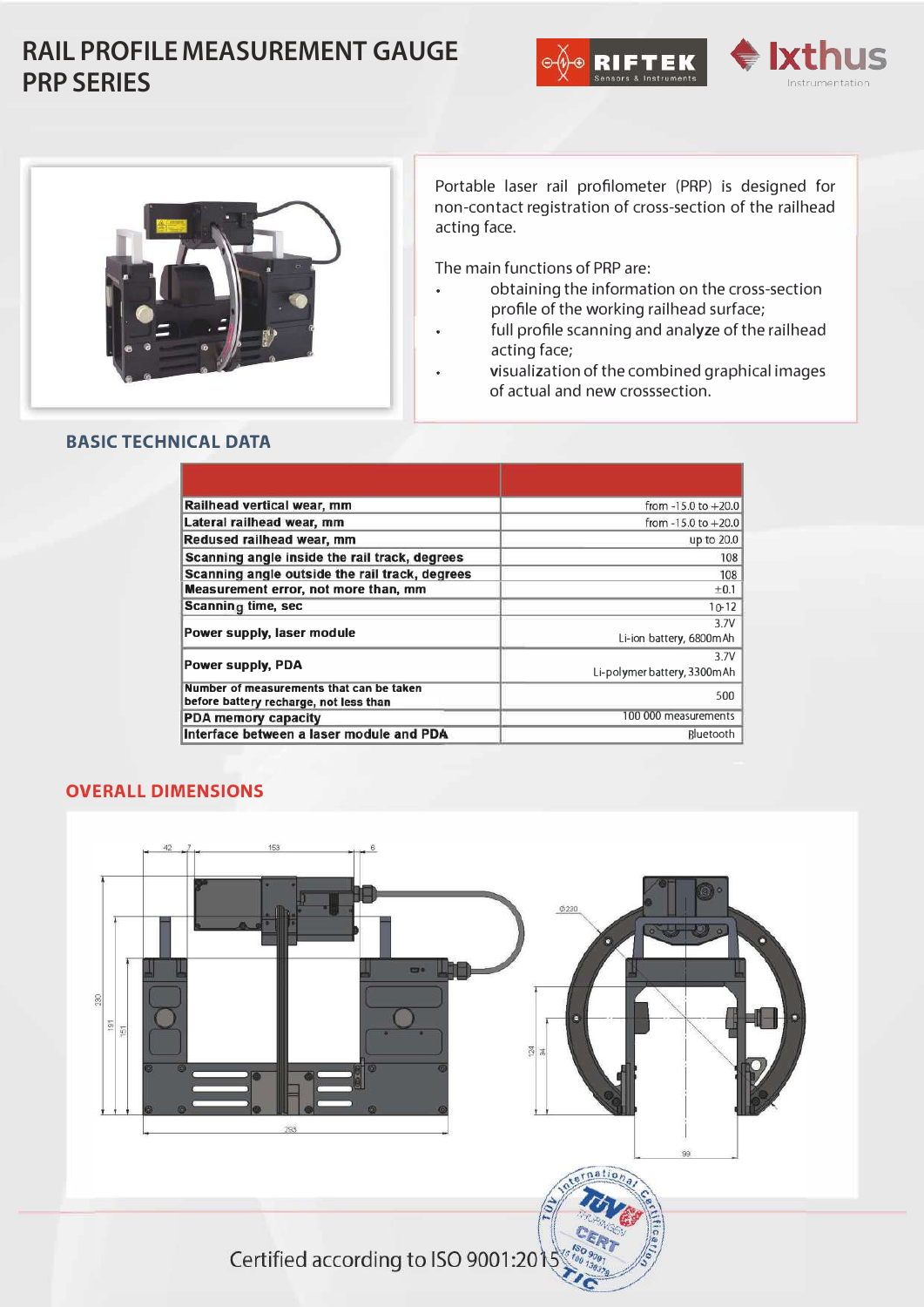# RAIL PROFILE MEASUREMENT GAUGE PRP SERIES

Portable laser rail profilometer (PRP) is designed for non-contact registration of cross-section of the railhead acting face.

The main functions of PRP are:

- obtaining the information on the cross-section profile of the working railhead surface;
- full profile scanning and analyze of the railhead acting face;
- visualization of the combined graphical images of actual and new crosssection.

## BASIC TECHNICAL DATA

| | |
|---|---|
| Railhead vertical wear, mm | from -15.0 to +20.0 |
| Lateral railhead wear, mm | from -15.0 to +20.0 |
| Redused railhead wear, mm | up to 20.0 |
| Scanning angle inside the rail track, degrees | 108 |
| Scanning angle outside the rail track, degrees | 108 |
| Measurement error, not more than, mm | ±0.1 |
| Scanning time, sec | 10-12 |
| Power supply, laser module | 3.7V Li-ion battery, 6800mAh |
| Power supply, PDA | 3.7V Li-polymer battery, 3300mAh |
| Number of measurements that can be taken before battery recharge, not less than | 500 |
| PDA memory capacity | 100 000 measurements |
| Interface between a laser module and PDA | Bluetooth |

## OVERALL DIMENSIONS

Certified according to ISO 9001:2015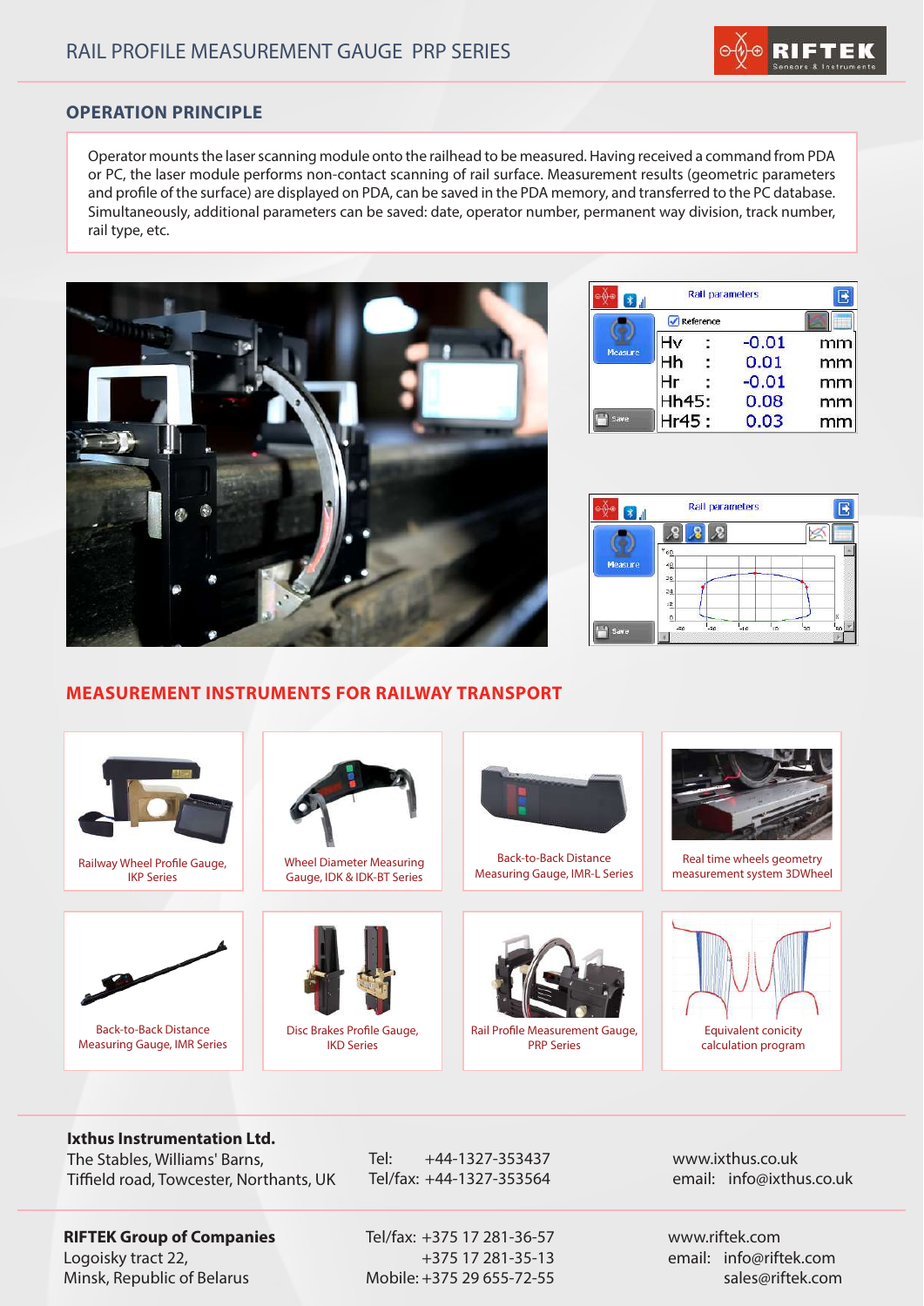## OPERATION PRINCIPLE

Operator mounts the laser scanning module onto the railhead to be measured. Having received a command from PDA or PC, the laser module performs non-contact scanning of rail surface. Measurement results (geometric parameters and profile of the surface) are displayed on PDA, can be saved in the PDA memory, and transferred to the PC database. Simultaneously, additional parameters can be saved: date, operator number, permanent way division, track number, rail type, etc.

Rail parameters

Reference

Measure

Save

Hv : -0.01 mm
Hh : 0.01 mm
Hr : -0.01 mm
Hh45: 0.08 mm
Hr45 : 0.03 mm

Rail parameters

Measure

Save

## MEASUREMENT INSTRUMENTS FOR RAILWAY TRANSPORT

Railway Wheel Profile Gauge, IKP Series

Wheel Diameter Measuring Gauge, IDK & IDK-BT Series

Back-to-Back Distance Measuring Gauge, IMR-L Series

Real time wheels geometry measurement system 3DWheel

Back-to-Back Distance Measuring Gauge, IMR Series

Disc Brakes Profile Gauge, IKD Series

Rail Profile Measurement Gauge, PRP Series

Equivalent conicity calculation program

**Ixthus Instrumentation Ltd.**
The Stables, Williams' Barns,
Tiffield road, Towcester, Northants, UK

Tel: +44-1327-353437
Tel/fax: +44-1327-353564

www.ixthus.co.uk
email: info@ixthus.co.uk

**RIFTEK Group of Companies**
Logoisky tract 22,
Minsk, Republic of Belarus

Tel/fax: +375 17 281-36-57
+375 17 281-35-13
Mobile: +375 29 655-72-55

www.riftek.com
email: info@riftek.com
sales@riftek.com